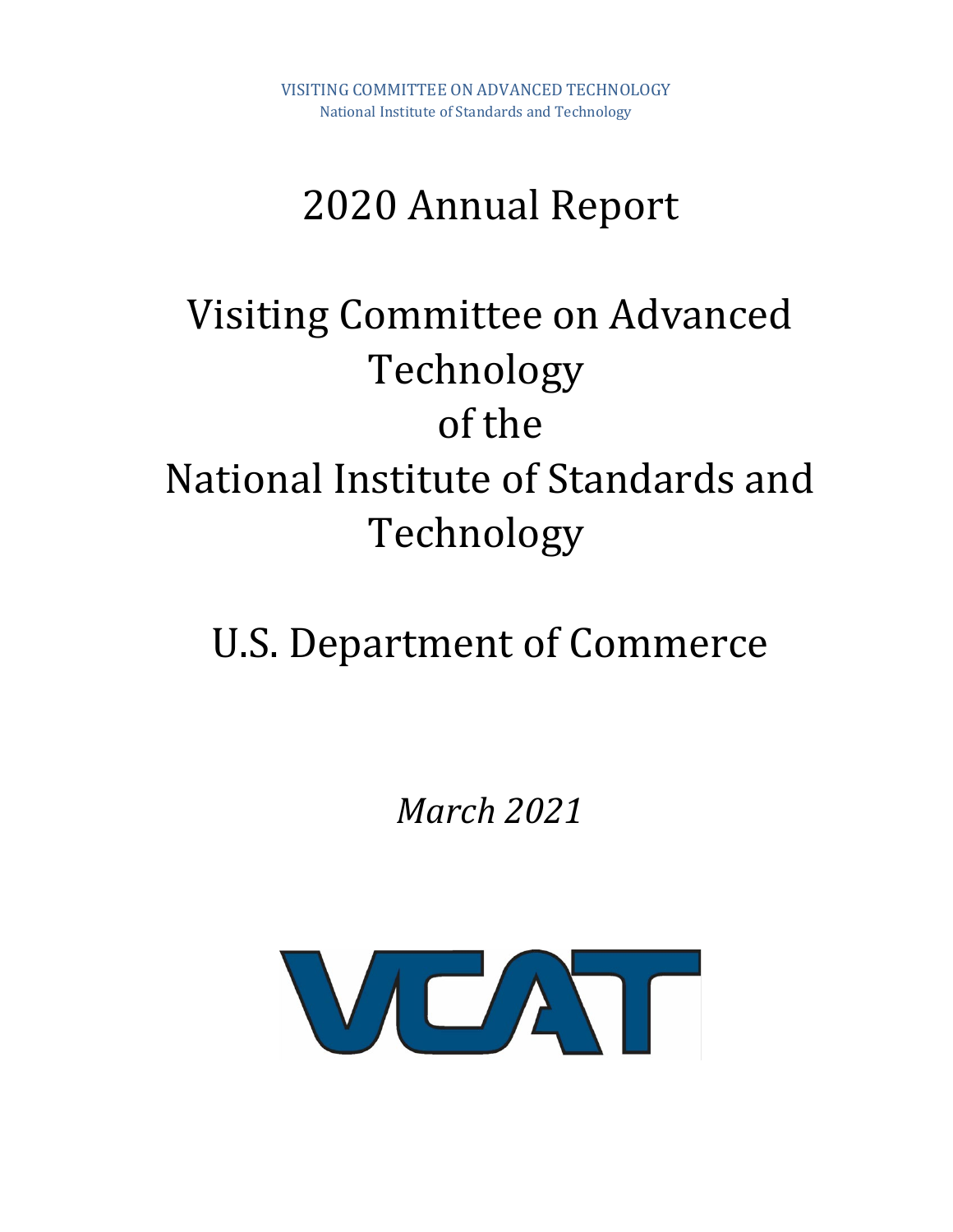VISITING COMMITTEE ON ADVANCED TECHNOLOGY
National Institute of Standards and Technology

# 2020 Annual Report

# Visiting Committee on Advanced Technology of the National Institute of Standards and Technology

## U.S. Department of Commerce

*March 2021*

VCAT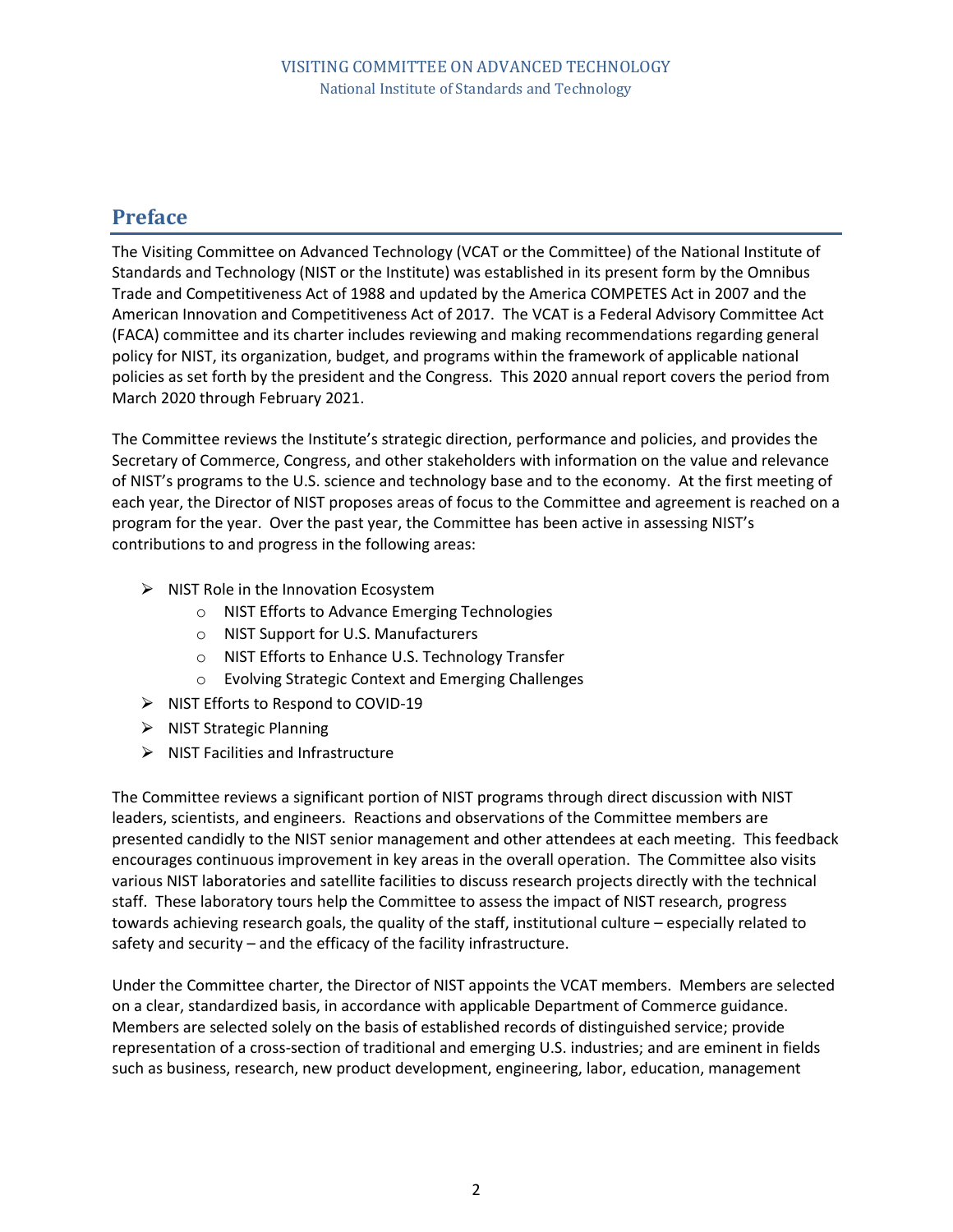## Preface

The Visiting Committee on Advanced Technology (VCAT or the Committee) of the National Institute of Standards and Technology (NIST or the Institute) was established in its present form by the Omnibus Trade and Competitiveness Act of 1988 and updated by the America COMPETES Act in 2007 and the American Innovation and Competitiveness Act of 2017. The VCAT is a Federal Advisory Committee Act (FACA) committee and its charter includes reviewing and making recommendations regarding general policy for NIST, its organization, budget, and programs within the framework of applicable national policies as set forth by the president and the Congress. This 2020 annual report covers the period from March 2020 through February 2021.

The Committee reviews the Institute's strategic direction, performance and policies, and provides the Secretary of Commerce, Congress, and other stakeholders with information on the value and relevance of NIST's programs to the U.S. science and technology base and to the economy. At the first meeting of each year, the Director of NIST proposes areas of focus to the Committee and agreement is reached on a program for the year. Over the past year, the Committee has been active in assessing NIST's contributions to and progress in the following areas:

- NIST Role in the Innovation Ecosystem
  - NIST Efforts to Advance Emerging Technologies
  - NIST Support for U.S. Manufacturers
  - NIST Efforts to Enhance U.S. Technology Transfer
  - Evolving Strategic Context and Emerging Challenges
- NIST Efforts to Respond to COVID-19
- NIST Strategic Planning
- NIST Facilities and Infrastructure

The Committee reviews a significant portion of NIST programs through direct discussion with NIST leaders, scientists, and engineers. Reactions and observations of the Committee members are presented candidly to the NIST senior management and other attendees at each meeting. This feedback encourages continuous improvement in key areas in the overall operation. The Committee also visits various NIST laboratories and satellite facilities to discuss research projects directly with the technical staff. These laboratory tours help the Committee to assess the impact of NIST research, progress towards achieving research goals, the quality of the staff, institutional culture – especially related to safety and security – and the efficacy of the facility infrastructure.

Under the Committee charter, the Director of NIST appoints the VCAT members. Members are selected on a clear, standardized basis, in accordance with applicable Department of Commerce guidance. Members are selected solely on the basis of established records of distinguished service; provide representation of a cross-section of traditional and emerging U.S. industries; and are eminent in fields such as business, research, new product development, engineering, labor, education, management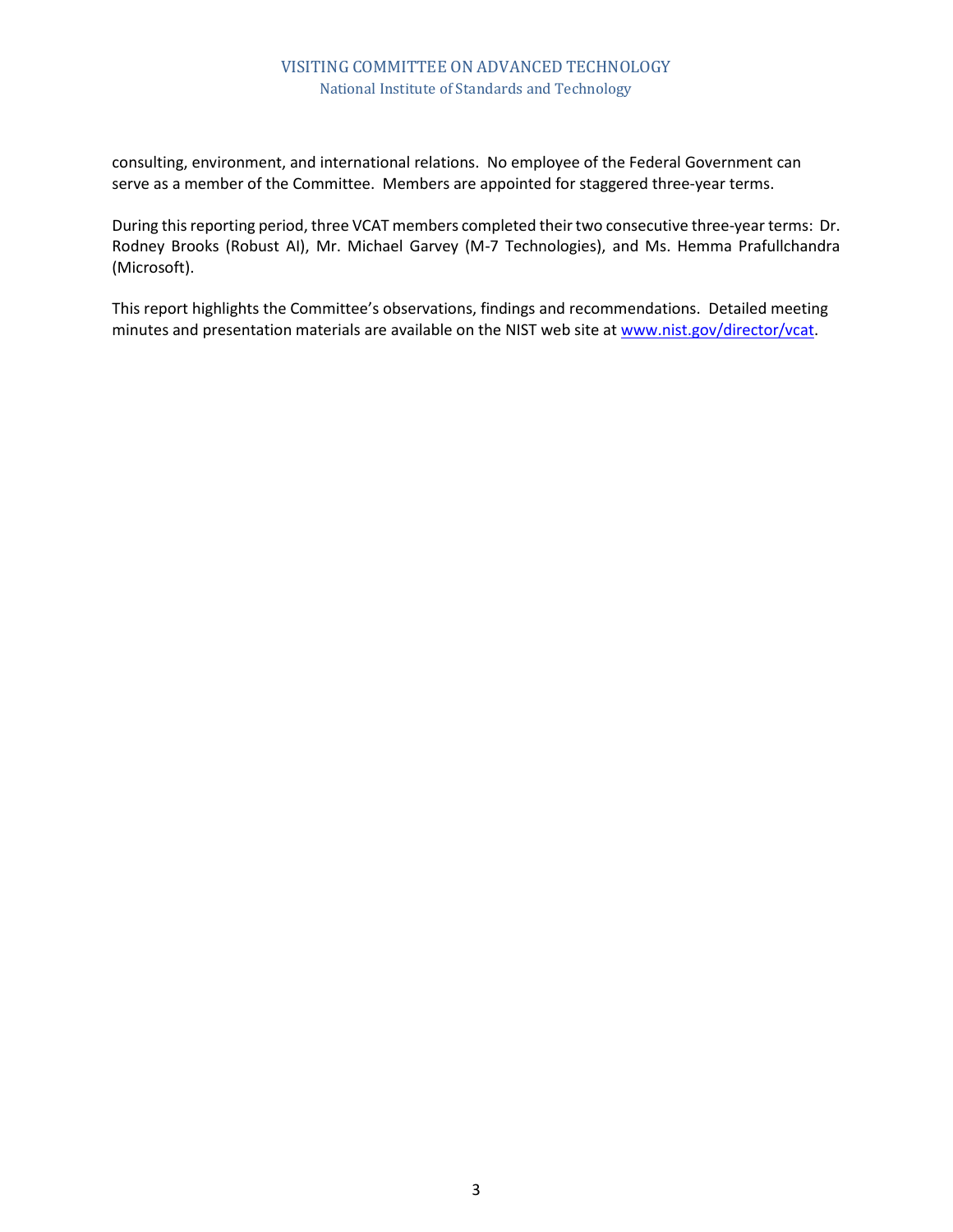consulting, environment, and international relations. No employee of the Federal Government can serve as a member of the Committee. Members are appointed for staggered three-year terms.

During this reporting period, three VCAT members completed their two consecutive three-year terms: Dr. Rodney Brooks (Robust AI), Mr. Michael Garvey (M-7 Technologies), and Ms. Hemma Prafullchandra (Microsoft).

This report highlights the Committee's observations, findings and recommendations. Detailed meeting minutes and presentation materials are available on the NIST web site at www.nist.gov/director/vcat.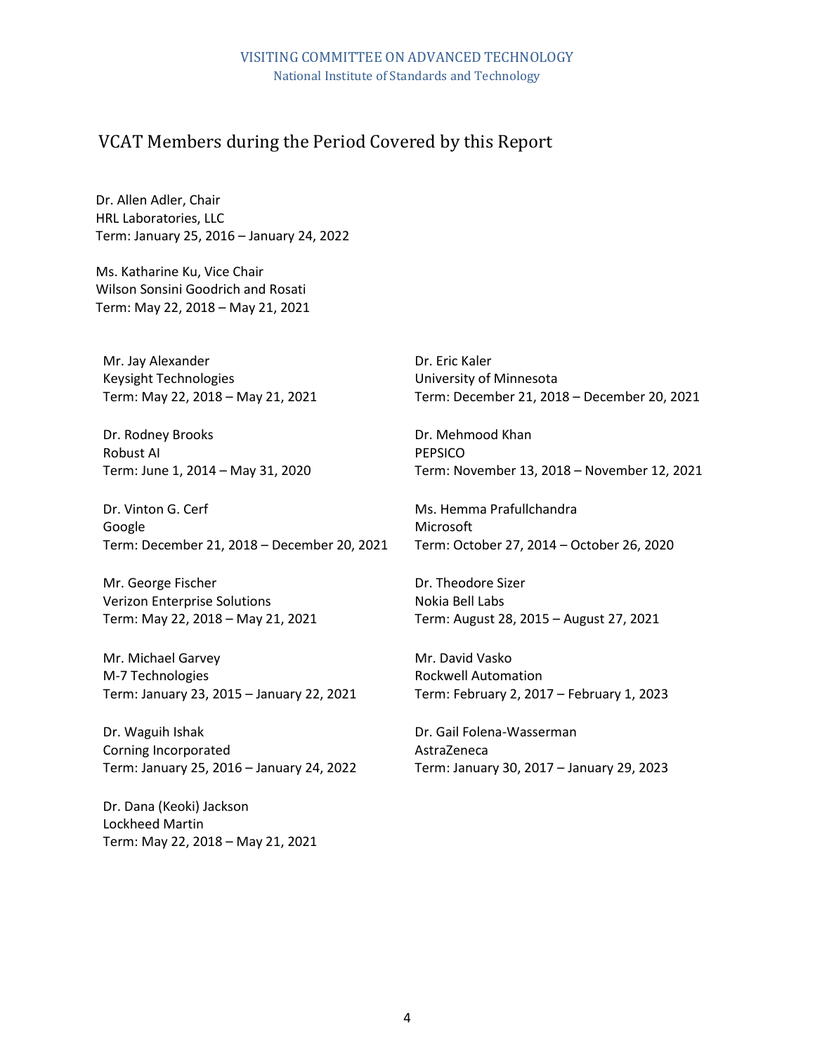VISITING COMMITTEE ON ADVANCED TECHNOLOGY
National Institute of Standards and Technology

## VCAT Members during the Period Covered by this Report

Dr. Allen Adler, Chair
HRL Laboratories, LLC
Term: January 25, 2016 – January 24, 2022

Ms. Katharine Ku, Vice Chair
Wilson Sonsini Goodrich and Rosati
Term: May 22, 2018 – May 21, 2021

Mr. Jay Alexander
Keysight Technologies
Term: May 22, 2018 – May 21, 2021

Dr. Rodney Brooks
Robust AI
Term: June 1, 2014 – May 31, 2020

Dr. Vinton G. Cerf
Google
Term: December 21, 2018 – December 20, 2021

Mr. George Fischer
Verizon Enterprise Solutions
Term: May 22, 2018 – May 21, 2021

Mr. Michael Garvey
M-7 Technologies
Term: January 23, 2015 – January 22, 2021

Dr. Waguih Ishak
Corning Incorporated
Term: January 25, 2016 – January 24, 2022

Dr. Dana (Keoki) Jackson
Lockheed Martin
Term: May 22, 2018 – May 21, 2021

Dr. Eric Kaler
University of Minnesota
Term: December 21, 2018 – December 20, 2021

Dr. Mehmood Khan
PEPSICO
Term: November 13, 2018 – November 12, 2021

Ms. Hemma Prafullchandra
Microsoft
Term: October 27, 2014 – October 26, 2020

Dr. Theodore Sizer
Nokia Bell Labs
Term: August 28, 2015 – August 27, 2021

Mr. David Vasko
Rockwell Automation
Term: February 2, 2017 – February 1, 2023

Dr. Gail Folena-Wasserman
AstraZeneca
Term: January 30, 2017 – January 29, 2023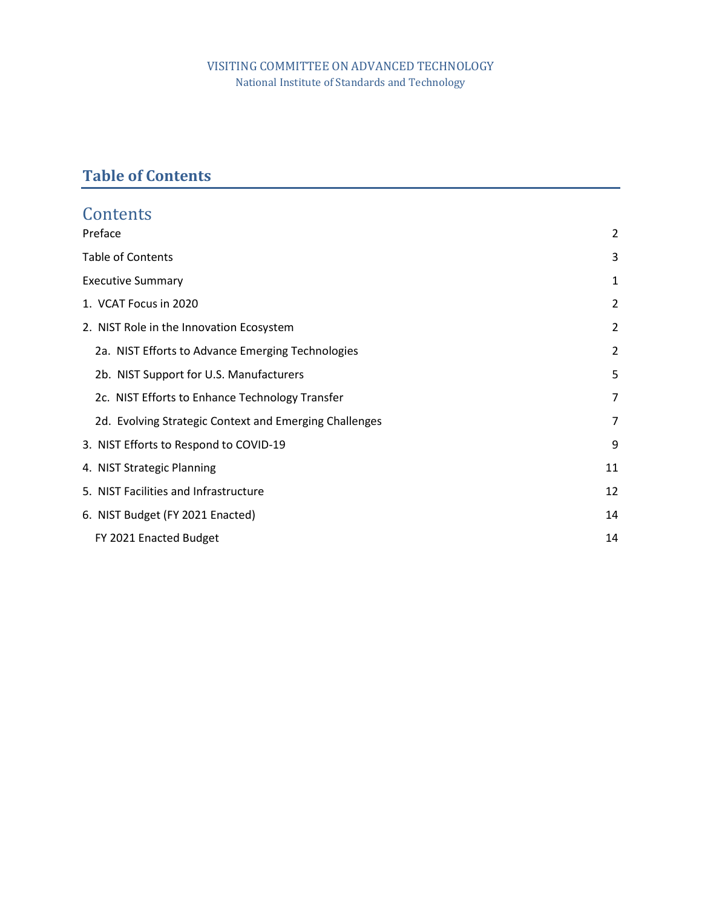# Table of Contents

## Contents

| | |
|---|---|
| Preface | 2 |
| Table of Contents | 3 |
| Executive Summary | 1 |
| 1. VCAT Focus in 2020 | 2 |
| 2. NIST Role in the Innovation Ecosystem | 2 |
| 2a. NIST Efforts to Advance Emerging Technologies | 2 |
| 2b. NIST Support for U.S. Manufacturers | 5 |
| 2c. NIST Efforts to Enhance Technology Transfer | 7 |
| 2d. Evolving Strategic Context and Emerging Challenges | 7 |
| 3. NIST Efforts to Respond to COVID-19 | 9 |
| 4. NIST Strategic Planning | 11 |
| 5. NIST Facilities and Infrastructure | 12 |
| 6. NIST Budget (FY 2021 Enacted) | 14 |
| FY 2021 Enacted Budget | 14 |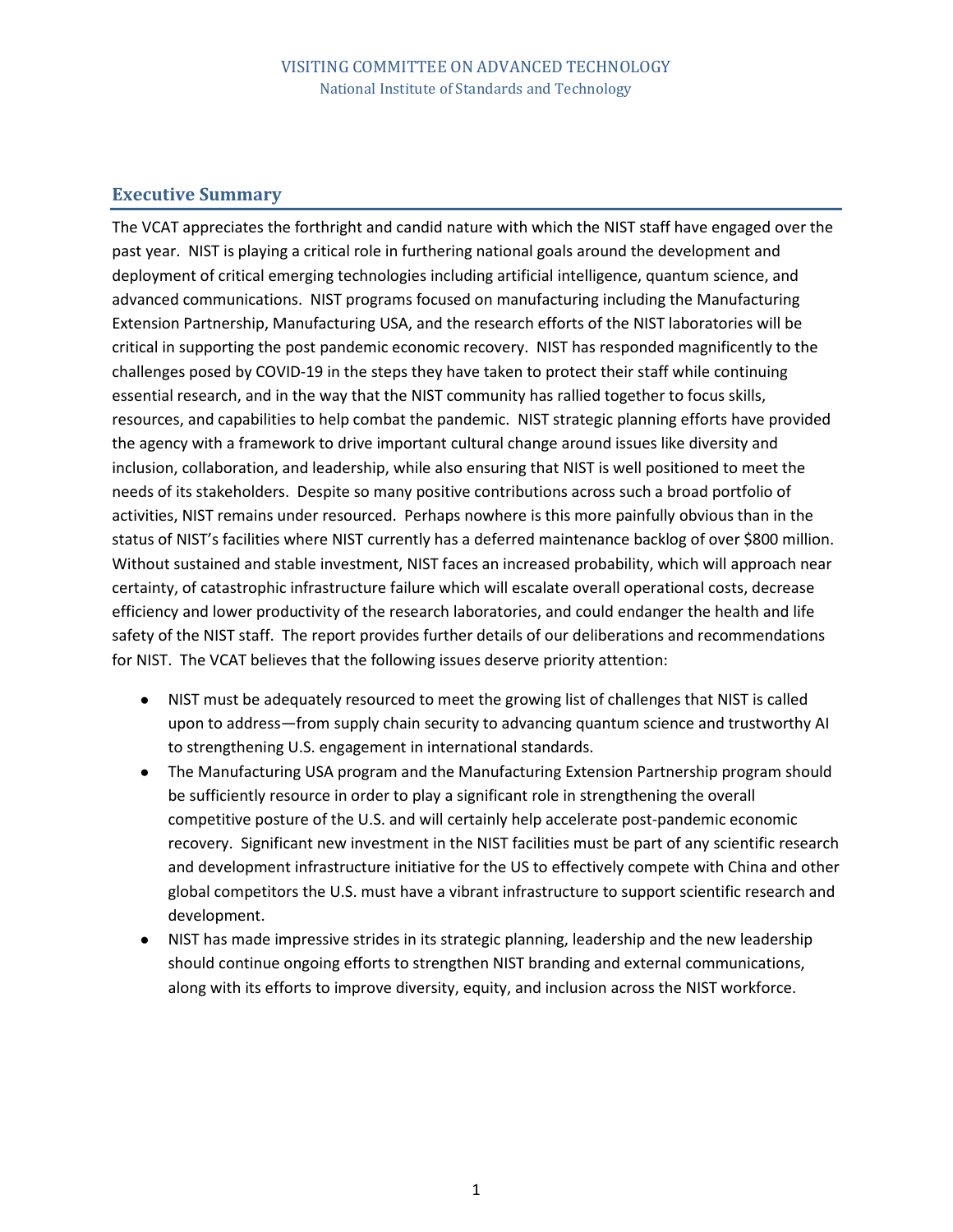## Executive Summary

The VCAT appreciates the forthright and candid nature with which the NIST staff have engaged over the past year. NIST is playing a critical role in furthering national goals around the development and deployment of critical emerging technologies including artificial intelligence, quantum science, and advanced communications. NIST programs focused on manufacturing including the Manufacturing Extension Partnership, Manufacturing USA, and the research efforts of the NIST laboratories will be critical in supporting the post pandemic economic recovery. NIST has responded magnificently to the challenges posed by COVID-19 in the steps they have taken to protect their staff while continuing essential research, and in the way that the NIST community has rallied together to focus skills, resources, and capabilities to help combat the pandemic. NIST strategic planning efforts have provided the agency with a framework to drive important cultural change around issues like diversity and inclusion, collaboration, and leadership, while also ensuring that NIST is well positioned to meet the needs of its stakeholders. Despite so many positive contributions across such a broad portfolio of activities, NIST remains under resourced. Perhaps nowhere is this more painfully obvious than in the status of NIST's facilities where NIST currently has a deferred maintenance backlog of over $800 million. Without sustained and stable investment, NIST faces an increased probability, which will approach near certainty, of catastrophic infrastructure failure which will escalate overall operational costs, decrease efficiency and lower productivity of the research laboratories, and could endanger the health and life safety of the NIST staff. The report provides further details of our deliberations and recommendations for NIST. The VCAT believes that the following issues deserve priority attention:

- NIST must be adequately resourced to meet the growing list of challenges that NIST is called upon to address—from supply chain security to advancing quantum science and trustworthy AI to strengthening U.S. engagement in international standards.
- The Manufacturing USA program and the Manufacturing Extension Partnership program should be sufficiently resource in order to play a significant role in strengthening the overall competitive posture of the U.S. and will certainly help accelerate post-pandemic economic recovery. Significant new investment in the NIST facilities must be part of any scientific research and development infrastructure initiative for the US to effectively compete with China and other global competitors the U.S. must have a vibrant infrastructure to support scientific research and development.
- NIST has made impressive strides in its strategic planning, leadership and the new leadership should continue ongoing efforts to strengthen NIST branding and external communications, along with its efforts to improve diversity, equity, and inclusion across the NIST workforce.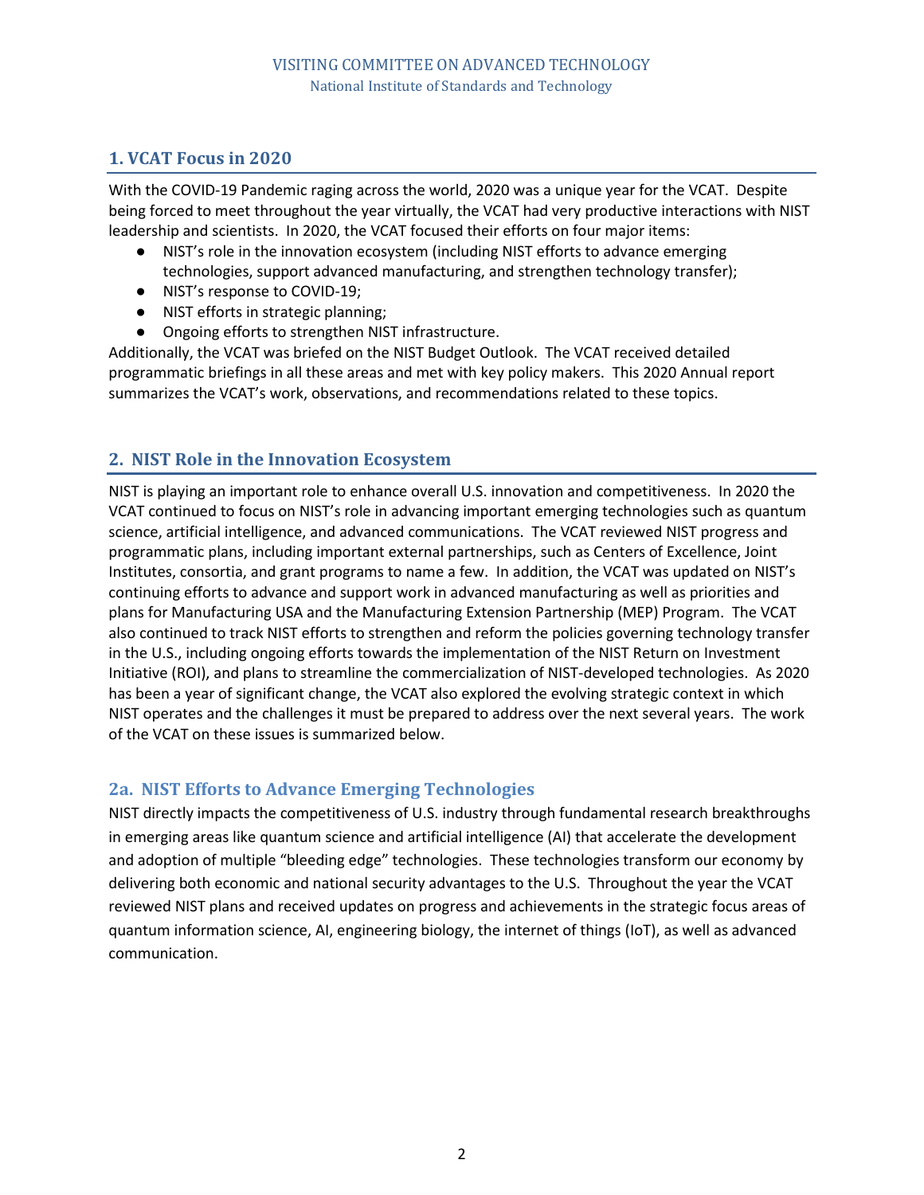## 1. VCAT Focus in 2020

With the COVID-19 Pandemic raging across the world, 2020 was a unique year for the VCAT. Despite being forced to meet throughout the year virtually, the VCAT had very productive interactions with NIST leadership and scientists. In 2020, the VCAT focused their efforts on four major items:

- NIST's role in the innovation ecosystem (including NIST efforts to advance emerging technologies, support advanced manufacturing, and strengthen technology transfer);
- NIST's response to COVID-19;
- NIST efforts in strategic planning;
- Ongoing efforts to strengthen NIST infrastructure.

Additionally, the VCAT was briefed on the NIST Budget Outlook. The VCAT received detailed programmatic briefings in all these areas and met with key policy makers. This 2020 Annual report summarizes the VCAT's work, observations, and recommendations related to these topics.

## 2. NIST Role in the Innovation Ecosystem

NIST is playing an important role to enhance overall U.S. innovation and competitiveness. In 2020 the VCAT continued to focus on NIST's role in advancing important emerging technologies such as quantum science, artificial intelligence, and advanced communications. The VCAT reviewed NIST progress and programmatic plans, including important external partnerships, such as Centers of Excellence, Joint Institutes, consortia, and grant programs to name a few. In addition, the VCAT was updated on NIST's continuing efforts to advance and support work in advanced manufacturing as well as priorities and plans for Manufacturing USA and the Manufacturing Extension Partnership (MEP) Program. The VCAT also continued to track NIST efforts to strengthen and reform the policies governing technology transfer in the U.S., including ongoing efforts towards the implementation of the NIST Return on Investment Initiative (ROI), and plans to streamline the commercialization of NIST-developed technologies. As 2020 has been a year of significant change, the VCAT also explored the evolving strategic context in which NIST operates and the challenges it must be prepared to address over the next several years. The work of the VCAT on these issues is summarized below.

### 2a. NIST Efforts to Advance Emerging Technologies

NIST directly impacts the competitiveness of U.S. industry through fundamental research breakthroughs in emerging areas like quantum science and artificial intelligence (AI) that accelerate the development and adoption of multiple "bleeding edge" technologies. These technologies transform our economy by delivering both economic and national security advantages to the U.S. Throughout the year the VCAT reviewed NIST plans and received updates on progress and achievements in the strategic focus areas of quantum information science, AI, engineering biology, the internet of things (IoT), as well as advanced communication.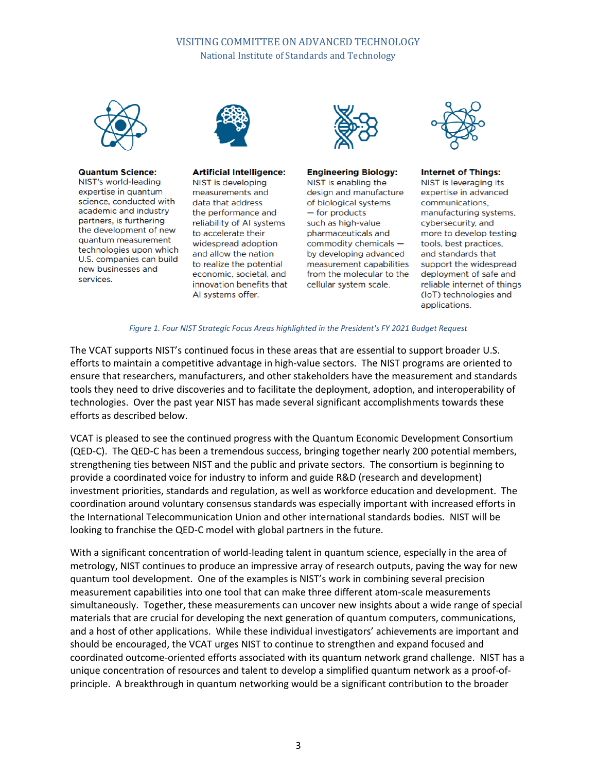**Quantum Science:** NIST's world-leading expertise in quantum science, conducted with academic and industry partners, is furthering the development of new quantum measurement technologies upon which U.S. companies can build new businesses and services.

**Artificial Intelligence:** NIST is developing measurements and data that address the performance and reliability of AI systems to accelerate their widespread adoption and allow the nation to realize the potential economic, societal, and innovation benefits that AI systems offer.

**Engineering Biology:** NIST is enabling the design and manufacture of biological systems — for products such as high-value pharmaceuticals and commodity chemicals — by developing advanced measurement capabilities from the molecular to the cellular system scale.

**Internet of Things:** NIST is leveraging its expertise in advanced communications, manufacturing systems, cybersecurity, and more to develop testing tools, best practices, and standards that support the widespread deployment of safe and reliable internet of things (IoT) technologies and applications.

*Figure 1. Four NIST Strategic Focus Areas highlighted in the President's FY 2021 Budget Request*

The VCAT supports NIST's continued focus in these areas that are essential to support broader U.S. efforts to maintain a competitive advantage in high-value sectors. The NIST programs are oriented to ensure that researchers, manufacturers, and other stakeholders have the measurement and standards tools they need to drive discoveries and to facilitate the deployment, adoption, and interoperability of technologies. Over the past year NIST has made several significant accomplishments towards these efforts as described below.

VCAT is pleased to see the continued progress with the Quantum Economic Development Consortium (QED-C). The QED-C has been a tremendous success, bringing together nearly 200 potential members, strengthening ties between NIST and the public and private sectors. The consortium is beginning to provide a coordinated voice for industry to inform and guide R&D (research and development) investment priorities, standards and regulation, as well as workforce education and development. The coordination around voluntary consensus standards was especially important with increased efforts in the International Telecommunication Union and other international standards bodies. NIST will be looking to franchise the QED-C model with global partners in the future.

With a significant concentration of world-leading talent in quantum science, especially in the area of metrology, NIST continues to produce an impressive array of research outputs, paving the way for new quantum tool development. One of the examples is NIST's work in combining several precision measurement capabilities into one tool that can make three different atom-scale measurements simultaneously. Together, these measurements can uncover new insights about a wide range of special materials that are crucial for developing the next generation of quantum computers, communications, and a host of other applications. While these individual investigators' achievements are important and should be encouraged, the VCAT urges NIST to continue to strengthen and expand focused and coordinated outcome-oriented efforts associated with its quantum network grand challenge. NIST has a unique concentration of resources and talent to develop a simplified quantum network as a proof-of-principle. A breakthrough in quantum networking would be a significant contribution to the broader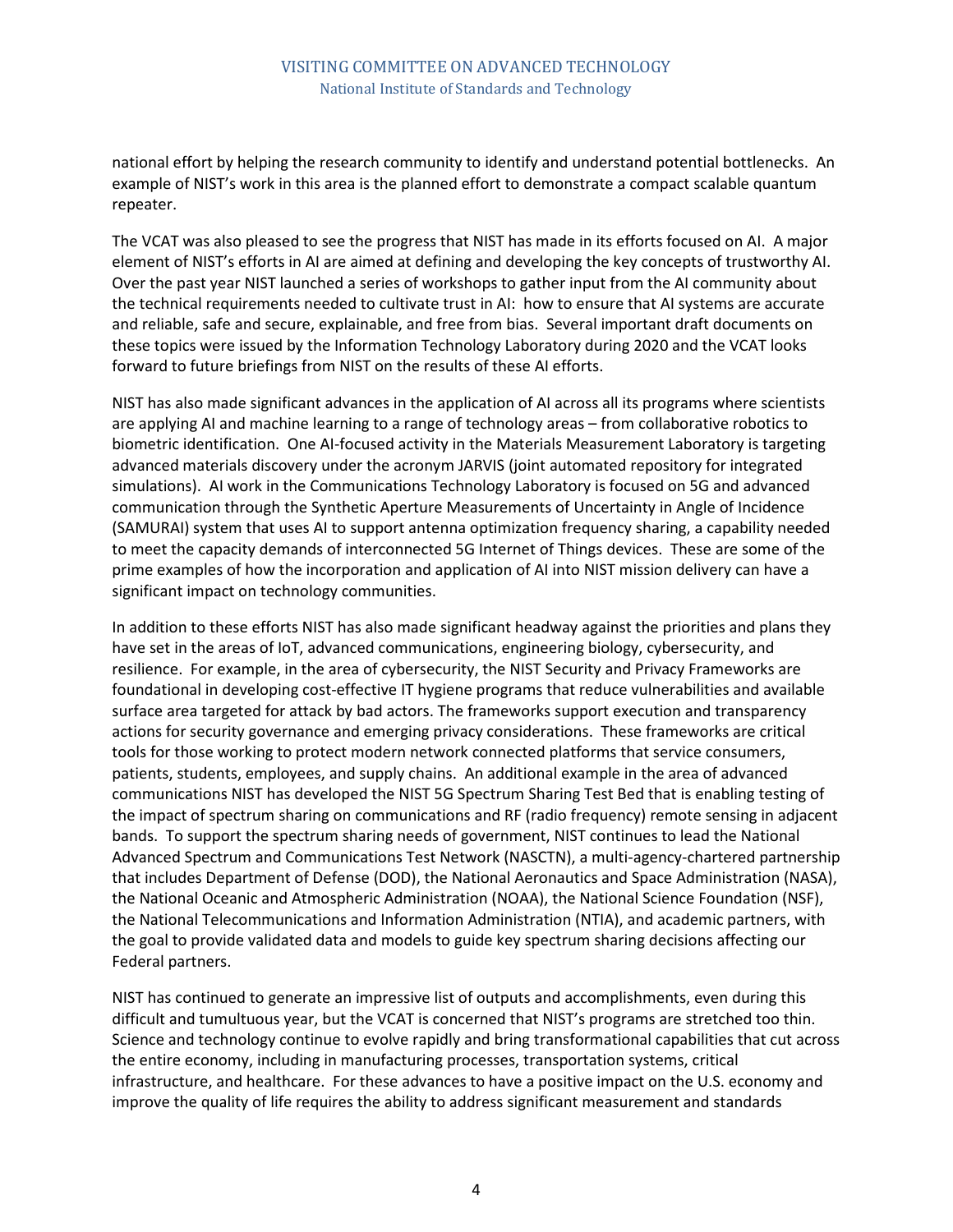national effort by helping the research community to identify and understand potential bottlenecks. An example of NIST's work in this area is the planned effort to demonstrate a compact scalable quantum repeater.

The VCAT was also pleased to see the progress that NIST has made in its efforts focused on AI. A major element of NIST's efforts in AI are aimed at defining and developing the key concepts of trustworthy AI. Over the past year NIST launched a series of workshops to gather input from the AI community about the technical requirements needed to cultivate trust in AI: how to ensure that AI systems are accurate and reliable, safe and secure, explainable, and free from bias. Several important draft documents on these topics were issued by the Information Technology Laboratory during 2020 and the VCAT looks forward to future briefings from NIST on the results of these AI efforts.

NIST has also made significant advances in the application of AI across all its programs where scientists are applying AI and machine learning to a range of technology areas – from collaborative robotics to biometric identification. One AI-focused activity in the Materials Measurement Laboratory is targeting advanced materials discovery under the acronym JARVIS (joint automated repository for integrated simulations). AI work in the Communications Technology Laboratory is focused on 5G and advanced communication through the Synthetic Aperture Measurements of Uncertainty in Angle of Incidence (SAMURAI) system that uses AI to support antenna optimization frequency sharing, a capability needed to meet the capacity demands of interconnected 5G Internet of Things devices. These are some of the prime examples of how the incorporation and application of AI into NIST mission delivery can have a significant impact on technology communities.

In addition to these efforts NIST has also made significant headway against the priorities and plans they have set in the areas of IoT, advanced communications, engineering biology, cybersecurity, and resilience. For example, in the area of cybersecurity, the NIST Security and Privacy Frameworks are foundational in developing cost-effective IT hygiene programs that reduce vulnerabilities and available surface area targeted for attack by bad actors. The frameworks support execution and transparency actions for security governance and emerging privacy considerations. These frameworks are critical tools for those working to protect modern network connected platforms that service consumers, patients, students, employees, and supply chains. An additional example in the area of advanced communications NIST has developed the NIST 5G Spectrum Sharing Test Bed that is enabling testing of the impact of spectrum sharing on communications and RF (radio frequency) remote sensing in adjacent bands. To support the spectrum sharing needs of government, NIST continues to lead the National Advanced Spectrum and Communications Test Network (NASCTN), a multi-agency-chartered partnership that includes Department of Defense (DOD), the National Aeronautics and Space Administration (NASA), the National Oceanic and Atmospheric Administration (NOAA), the National Science Foundation (NSF), the National Telecommunications and Information Administration (NTIA), and academic partners, with the goal to provide validated data and models to guide key spectrum sharing decisions affecting our Federal partners.

NIST has continued to generate an impressive list of outputs and accomplishments, even during this difficult and tumultuous year, but the VCAT is concerned that NIST's programs are stretched too thin. Science and technology continue to evolve rapidly and bring transformational capabilities that cut across the entire economy, including in manufacturing processes, transportation systems, critical infrastructure, and healthcare. For these advances to have a positive impact on the U.S. economy and improve the quality of life requires the ability to address significant measurement and standards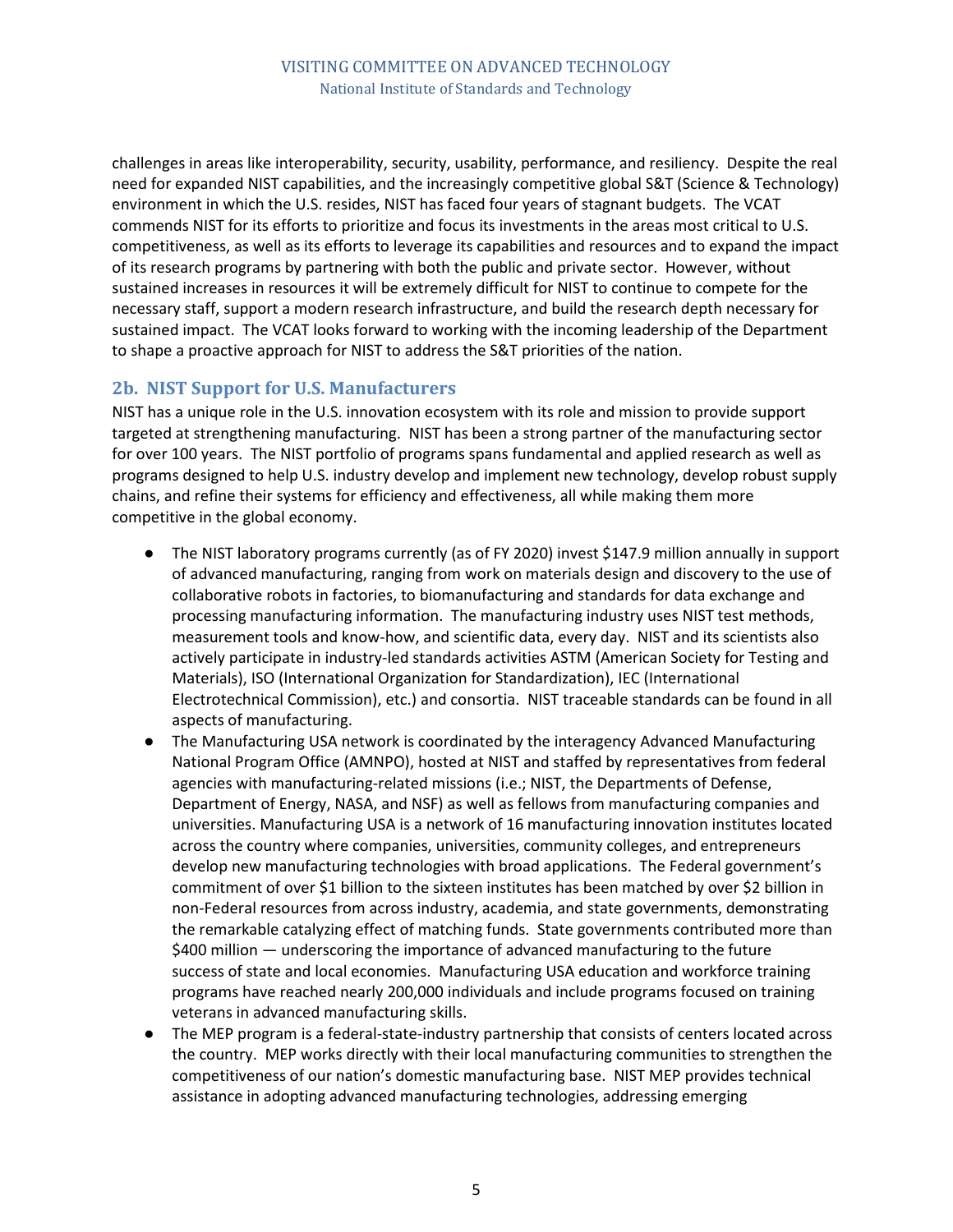challenges in areas like interoperability, security, usability, performance, and resiliency. Despite the real need for expanded NIST capabilities, and the increasingly competitive global S&T (Science & Technology) environment in which the U.S. resides, NIST has faced four years of stagnant budgets. The VCAT commends NIST for its efforts to prioritize and focus its investments in the areas most critical to U.S. competitiveness, as well as its efforts to leverage its capabilities and resources and to expand the impact of its research programs by partnering with both the public and private sector. However, without sustained increases in resources it will be extremely difficult for NIST to continue to compete for the necessary staff, support a modern research infrastructure, and build the research depth necessary for sustained impact. The VCAT looks forward to working with the incoming leadership of the Department to shape a proactive approach for NIST to address the S&T priorities of the nation.

## 2b. NIST Support for U.S. Manufacturers

NIST has a unique role in the U.S. innovation ecosystem with its role and mission to provide support targeted at strengthening manufacturing. NIST has been a strong partner of the manufacturing sector for over 100 years. The NIST portfolio of programs spans fundamental and applied research as well as programs designed to help U.S. industry develop and implement new technology, develop robust supply chains, and refine their systems for efficiency and effectiveness, all while making them more competitive in the global economy.

- The NIST laboratory programs currently (as of FY 2020) invest $147.9 million annually in support of advanced manufacturing, ranging from work on materials design and discovery to the use of collaborative robots in factories, to biomanufacturing and standards for data exchange and processing manufacturing information. The manufacturing industry uses NIST test methods, measurement tools and know-how, and scientific data, every day. NIST and its scientists also actively participate in industry-led standards activities ASTM (American Society for Testing and Materials), ISO (International Organization for Standardization), IEC (International Electrotechnical Commission), etc.) and consortia. NIST traceable standards can be found in all aspects of manufacturing.
- The Manufacturing USA network is coordinated by the interagency Advanced Manufacturing National Program Office (AMNPO), hosted at NIST and staffed by representatives from federal agencies with manufacturing-related missions (i.e.; NIST, the Departments of Defense, Department of Energy, NASA, and NSF) as well as fellows from manufacturing companies and universities. Manufacturing USA is a network of 16 manufacturing innovation institutes located across the country where companies, universities, community colleges, and entrepreneurs develop new manufacturing technologies with broad applications. The Federal government's commitment of over $1 billion to the sixteen institutes has been matched by over $2 billion in non-Federal resources from across industry, academia, and state governments, demonstrating the remarkable catalyzing effect of matching funds. State governments contributed more than $400 million — underscoring the importance of advanced manufacturing to the future success of state and local economies. Manufacturing USA education and workforce training programs have reached nearly 200,000 individuals and include programs focused on training veterans in advanced manufacturing skills.
- The MEP program is a federal-state-industry partnership that consists of centers located across the country. MEP works directly with their local manufacturing communities to strengthen the competitiveness of our nation's domestic manufacturing base. NIST MEP provides technical assistance in adopting advanced manufacturing technologies, addressing emerging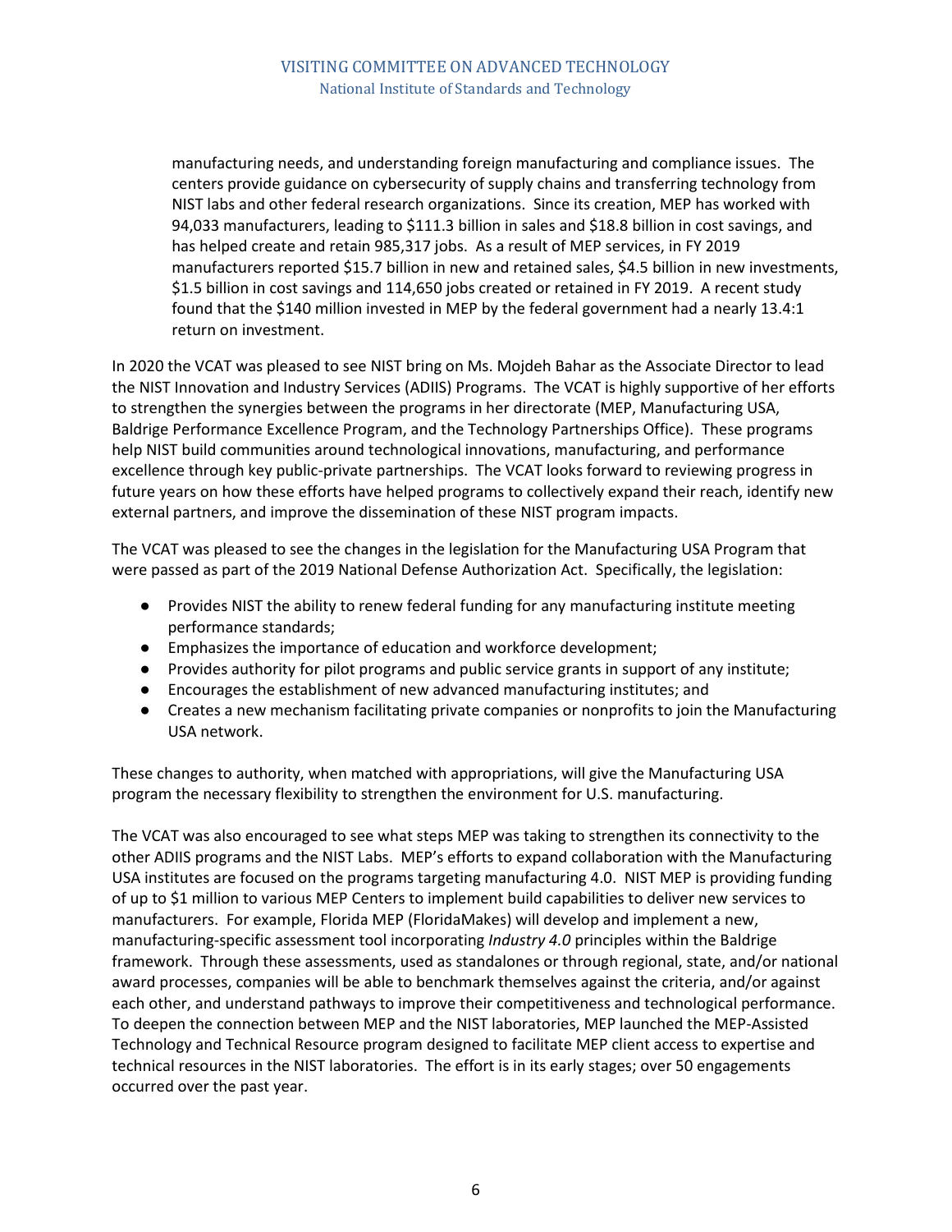manufacturing needs, and understanding foreign manufacturing and compliance issues. The centers provide guidance on cybersecurity of supply chains and transferring technology from NIST labs and other federal research organizations. Since its creation, MEP has worked with 94,033 manufacturers, leading to $111.3 billion in sales and $18.8 billion in cost savings, and has helped create and retain 985,317 jobs. As a result of MEP services, in FY 2019 manufacturers reported $15.7 billion in new and retained sales, $4.5 billion in new investments, $1.5 billion in cost savings and 114,650 jobs created or retained in FY 2019. A recent study found that the $140 million invested in MEP by the federal government had a nearly 13.4:1 return on investment.

In 2020 the VCAT was pleased to see NIST bring on Ms. Mojdeh Bahar as the Associate Director to lead the NIST Innovation and Industry Services (ADIIS) Programs. The VCAT is highly supportive of her efforts to strengthen the synergies between the programs in her directorate (MEP, Manufacturing USA, Baldrige Performance Excellence Program, and the Technology Partnerships Office). These programs help NIST build communities around technological innovations, manufacturing, and performance excellence through key public-private partnerships. The VCAT looks forward to reviewing progress in future years on how these efforts have helped programs to collectively expand their reach, identify new external partners, and improve the dissemination of these NIST program impacts.

The VCAT was pleased to see the changes in the legislation for the Manufacturing USA Program that were passed as part of the 2019 National Defense Authorization Act. Specifically, the legislation:

- Provides NIST the ability to renew federal funding for any manufacturing institute meeting performance standards;
- Emphasizes the importance of education and workforce development;
- Provides authority for pilot programs and public service grants in support of any institute;
- Encourages the establishment of new advanced manufacturing institutes; and
- Creates a new mechanism facilitating private companies or nonprofits to join the Manufacturing USA network.

These changes to authority, when matched with appropriations, will give the Manufacturing USA program the necessary flexibility to strengthen the environment for U.S. manufacturing.

The VCAT was also encouraged to see what steps MEP was taking to strengthen its connectivity to the other ADIIS programs and the NIST Labs. MEP's efforts to expand collaboration with the Manufacturing USA institutes are focused on the programs targeting manufacturing 4.0. NIST MEP is providing funding of up to $1 million to various MEP Centers to implement build capabilities to deliver new services to manufacturers. For example, Florida MEP (FloridaMakes) will develop and implement a new, manufacturing-specific assessment tool incorporating *Industry 4.0* principles within the Baldrige framework. Through these assessments, used as standalones or through regional, state, and/or national award processes, companies will be able to benchmark themselves against the criteria, and/or against each other, and understand pathways to improve their competitiveness and technological performance. To deepen the connection between MEP and the NIST laboratories, MEP launched the MEP-Assisted Technology and Technical Resource program designed to facilitate MEP client access to expertise and technical resources in the NIST laboratories. The effort is in its early stages; over 50 engagements occurred over the past year.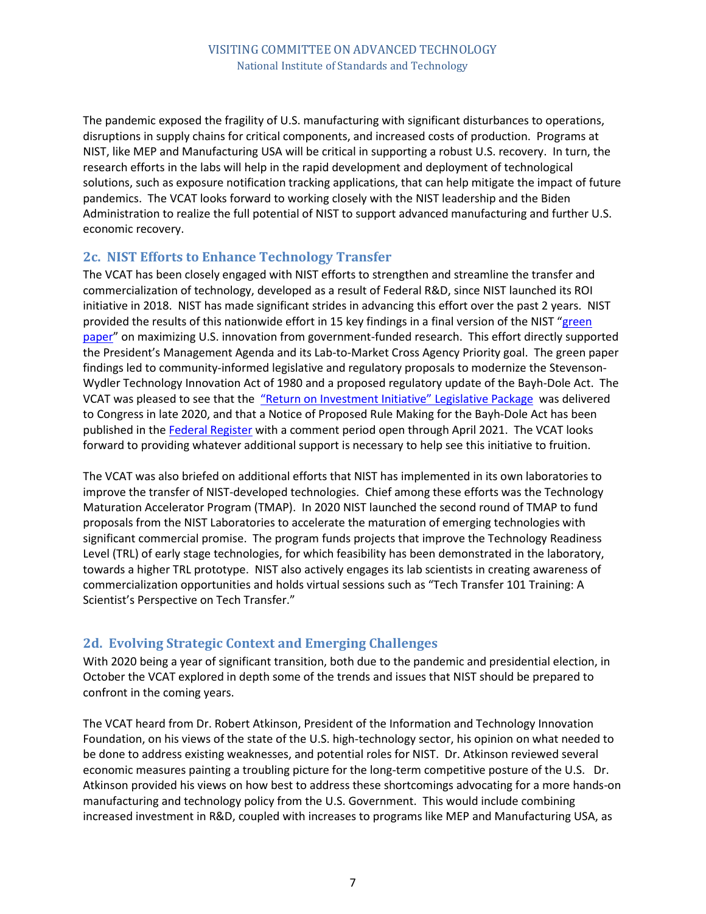The pandemic exposed the fragility of U.S. manufacturing with significant disturbances to operations, disruptions in supply chains for critical components, and increased costs of production. Programs at NIST, like MEP and Manufacturing USA will be critical in supporting a robust U.S. recovery. In turn, the research efforts in the labs will help in the rapid development and deployment of technological solutions, such as exposure notification tracking applications, that can help mitigate the impact of future pandemics. The VCAT looks forward to working closely with the NIST leadership and the Biden Administration to realize the full potential of NIST to support advanced manufacturing and further U.S. economic recovery.

## 2c. NIST Efforts to Enhance Technology Transfer

The VCAT has been closely engaged with NIST efforts to strengthen and streamline the transfer and commercialization of technology, developed as a result of Federal R&D, since NIST launched its ROI initiative in 2018. NIST has made significant strides in advancing this effort over the past 2 years. NIST provided the results of this nationwide effort in 15 key findings in a final version of the NIST "green paper" on maximizing U.S. innovation from government-funded research. This effort directly supported the President's Management Agenda and its Lab-to-Market Cross Agency Priority goal. The green paper findings led to community-informed legislative and regulatory proposals to modernize the Stevenson-Wydler Technology Innovation Act of 1980 and a proposed regulatory update of the Bayh-Dole Act. The VCAT was pleased to see that the "Return on Investment Initiative" Legislative Package was delivered to Congress in late 2020, and that a Notice of Proposed Rule Making for the Bayh-Dole Act has been published in the Federal Register with a comment period open through April 2021. The VCAT looks forward to providing whatever additional support is necessary to help see this initiative to fruition.

The VCAT was also briefed on additional efforts that NIST has implemented in its own laboratories to improve the transfer of NIST-developed technologies. Chief among these efforts was the Technology Maturation Accelerator Program (TMAP). In 2020 NIST launched the second round of TMAP to fund proposals from the NIST Laboratories to accelerate the maturation of emerging technologies with significant commercial promise. The program funds projects that improve the Technology Readiness Level (TRL) of early stage technologies, for which feasibility has been demonstrated in the laboratory, towards a higher TRL prototype. NIST also actively engages its lab scientists in creating awareness of commercialization opportunities and holds virtual sessions such as "Tech Transfer 101 Training: A Scientist's Perspective on Tech Transfer."

## 2d. Evolving Strategic Context and Emerging Challenges

With 2020 being a year of significant transition, both due to the pandemic and presidential election, in October the VCAT explored in depth some of the trends and issues that NIST should be prepared to confront in the coming years.

The VCAT heard from Dr. Robert Atkinson, President of the Information and Technology Innovation Foundation, on his views of the state of the U.S. high-technology sector, his opinion on what needed to be done to address existing weaknesses, and potential roles for NIST. Dr. Atkinson reviewed several economic measures painting a troubling picture for the long-term competitive posture of the U.S. Dr. Atkinson provided his views on how best to address these shortcomings advocating for a more hands-on manufacturing and technology policy from the U.S. Government. This would include combining increased investment in R&D, coupled with increases to programs like MEP and Manufacturing USA, as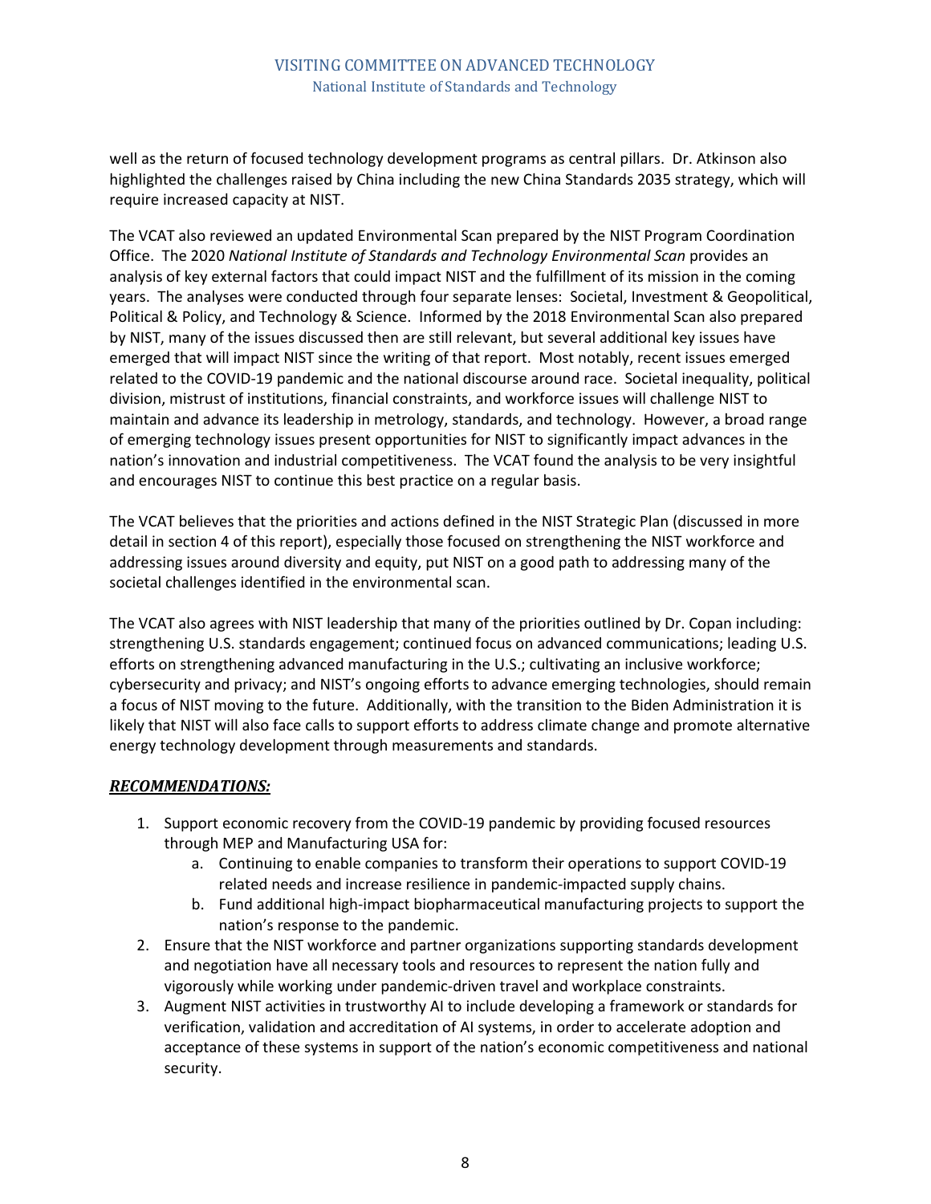well as the return of focused technology development programs as central pillars. Dr. Atkinson also highlighted the challenges raised by China including the new China Standards 2035 strategy, which will require increased capacity at NIST.

The VCAT also reviewed an updated Environmental Scan prepared by the NIST Program Coordination Office. The 2020 *National Institute of Standards and Technology Environmental Scan* provides an analysis of key external factors that could impact NIST and the fulfillment of its mission in the coming years. The analyses were conducted through four separate lenses: Societal, Investment & Geopolitical, Political & Policy, and Technology & Science. Informed by the 2018 Environmental Scan also prepared by NIST, many of the issues discussed then are still relevant, but several additional key issues have emerged that will impact NIST since the writing of that report. Most notably, recent issues emerged related to the COVID-19 pandemic and the national discourse around race. Societal inequality, political division, mistrust of institutions, financial constraints, and workforce issues will challenge NIST to maintain and advance its leadership in metrology, standards, and technology. However, a broad range of emerging technology issues present opportunities for NIST to significantly impact advances in the nation's innovation and industrial competitiveness. The VCAT found the analysis to be very insightful and encourages NIST to continue this best practice on a regular basis.

The VCAT believes that the priorities and actions defined in the NIST Strategic Plan (discussed in more detail in section 4 of this report), especially those focused on strengthening the NIST workforce and addressing issues around diversity and equity, put NIST on a good path to addressing many of the societal challenges identified in the environmental scan.

The VCAT also agrees with NIST leadership that many of the priorities outlined by Dr. Copan including: strengthening U.S. standards engagement; continued focus on advanced communications; leading U.S. efforts on strengthening advanced manufacturing in the U.S.; cultivating an inclusive workforce; cybersecurity and privacy; and NIST's ongoing efforts to advance emerging technologies, should remain a focus of NIST moving to the future. Additionally, with the transition to the Biden Administration it is likely that NIST will also face calls to support efforts to address climate change and promote alternative energy technology development through measurements and standards.

***RECOMMENDATIONS:***

1. Support economic recovery from the COVID-19 pandemic by providing focused resources through MEP and Manufacturing USA for:
   a. Continuing to enable companies to transform their operations to support COVID-19 related needs and increase resilience in pandemic-impacted supply chains.
   b. Fund additional high-impact biopharmaceutical manufacturing projects to support the nation's response to the pandemic.
2. Ensure that the NIST workforce and partner organizations supporting standards development and negotiation have all necessary tools and resources to represent the nation fully and vigorously while working under pandemic-driven travel and workplace constraints.
3. Augment NIST activities in trustworthy AI to include developing a framework or standards for verification, validation and accreditation of AI systems, in order to accelerate adoption and acceptance of these systems in support of the nation's economic competitiveness and national security.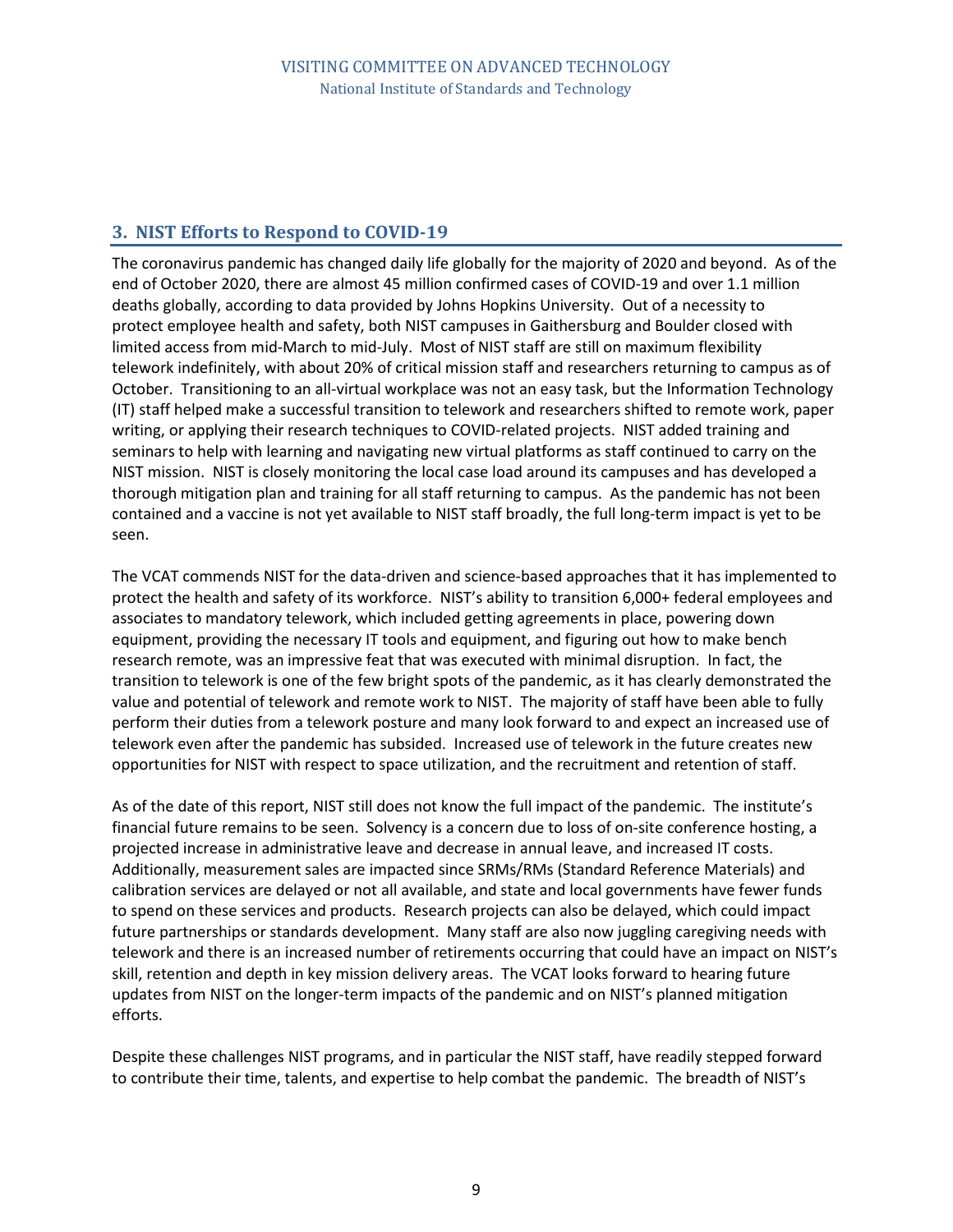## 3. NIST Efforts to Respond to COVID-19

The coronavirus pandemic has changed daily life globally for the majority of 2020 and beyond. As of the end of October 2020, there are almost 45 million confirmed cases of COVID-19 and over 1.1 million deaths globally, according to data provided by Johns Hopkins University. Out of a necessity to protect employee health and safety, both NIST campuses in Gaithersburg and Boulder closed with limited access from mid-March to mid-July. Most of NIST staff are still on maximum flexibility telework indefinitely, with about 20% of critical mission staff and researchers returning to campus as of October. Transitioning to an all-virtual workplace was not an easy task, but the Information Technology (IT) staff helped make a successful transition to telework and researchers shifted to remote work, paper writing, or applying their research techniques to COVID-related projects. NIST added training and seminars to help with learning and navigating new virtual platforms as staff continued to carry on the NIST mission. NIST is closely monitoring the local case load around its campuses and has developed a thorough mitigation plan and training for all staff returning to campus. As the pandemic has not been contained and a vaccine is not yet available to NIST staff broadly, the full long-term impact is yet to be seen.

The VCAT commends NIST for the data-driven and science-based approaches that it has implemented to protect the health and safety of its workforce. NIST's ability to transition 6,000+ federal employees and associates to mandatory telework, which included getting agreements in place, powering down equipment, providing the necessary IT tools and equipment, and figuring out how to make bench research remote, was an impressive feat that was executed with minimal disruption. In fact, the transition to telework is one of the few bright spots of the pandemic, as it has clearly demonstrated the value and potential of telework and remote work to NIST. The majority of staff have been able to fully perform their duties from a telework posture and many look forward to and expect an increased use of telework even after the pandemic has subsided. Increased use of telework in the future creates new opportunities for NIST with respect to space utilization, and the recruitment and retention of staff.

As of the date of this report, NIST still does not know the full impact of the pandemic. The institute's financial future remains to be seen. Solvency is a concern due to loss of on-site conference hosting, a projected increase in administrative leave and decrease in annual leave, and increased IT costs. Additionally, measurement sales are impacted since SRMs/RMs (Standard Reference Materials) and calibration services are delayed or not all available, and state and local governments have fewer funds to spend on these services and products. Research projects can also be delayed, which could impact future partnerships or standards development. Many staff are also now juggling caregiving needs with telework and there is an increased number of retirements occurring that could have an impact on NIST's skill, retention and depth in key mission delivery areas. The VCAT looks forward to hearing future updates from NIST on the longer-term impacts of the pandemic and on NIST's planned mitigation efforts.

Despite these challenges NIST programs, and in particular the NIST staff, have readily stepped forward to contribute their time, talents, and expertise to help combat the pandemic. The breadth of NIST's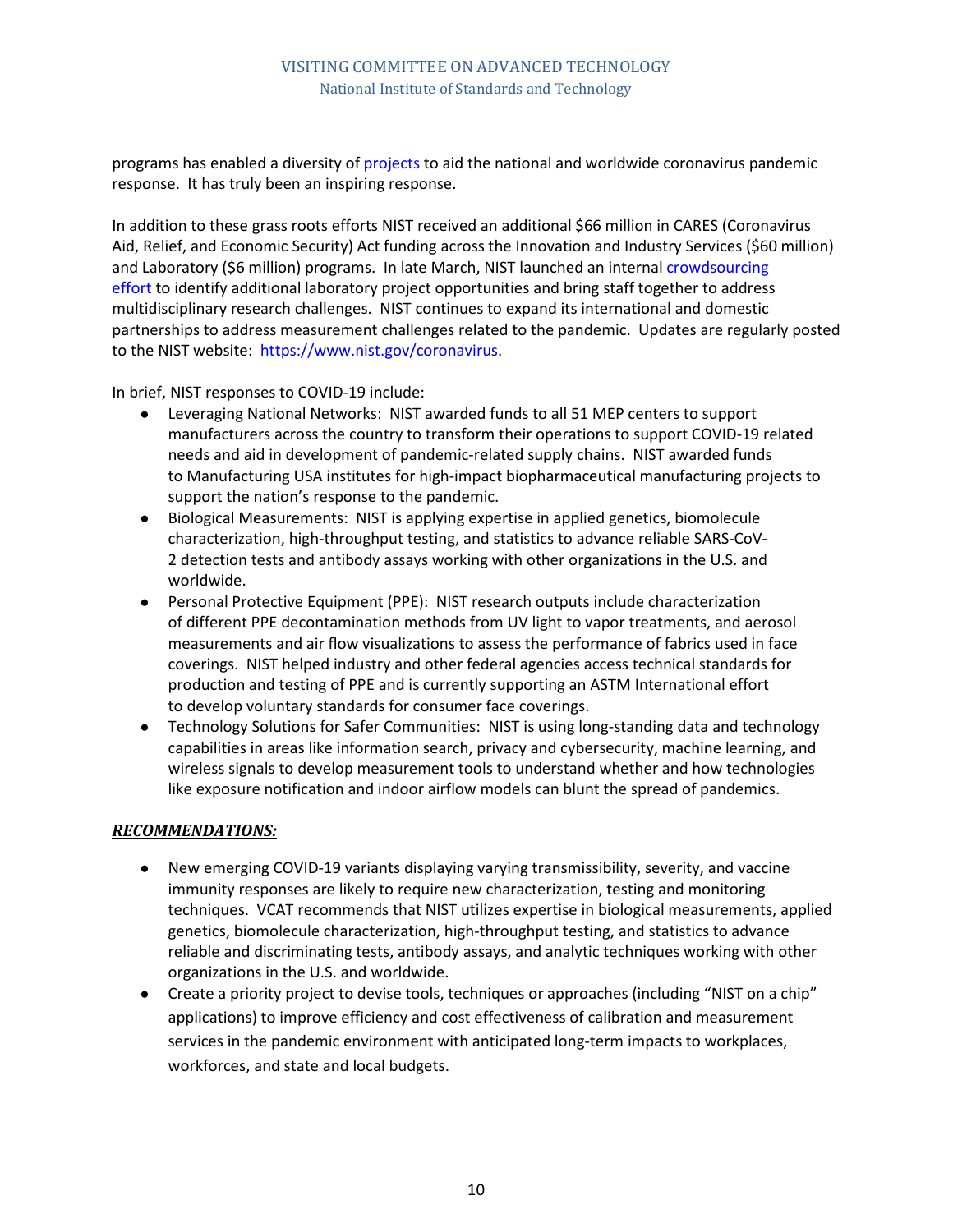programs has enabled a diversity of projects to aid the national and worldwide coronavirus pandemic response. It has truly been an inspiring response.

In addition to these grass roots efforts NIST received an additional $66 million in CARES (Coronavirus Aid, Relief, and Economic Security) Act funding across the Innovation and Industry Services ($60 million) and Laboratory ($6 million) programs. In late March, NIST launched an internal crowdsourcing effort to identify additional laboratory project opportunities and bring staff together to address multidisciplinary research challenges. NIST continues to expand its international and domestic partnerships to address measurement challenges related to the pandemic. Updates are regularly posted to the NIST website: https://www.nist.gov/coronavirus.

In brief, NIST responses to COVID-19 include:

- Leveraging National Networks: NIST awarded funds to all 51 MEP centers to support manufacturers across the country to transform their operations to support COVID-19 related needs and aid in development of pandemic-related supply chains. NIST awarded funds to Manufacturing USA institutes for high-impact biopharmaceutical manufacturing projects to support the nation's response to the pandemic.
- Biological Measurements: NIST is applying expertise in applied genetics, biomolecule characterization, high-throughput testing, and statistics to advance reliable SARS-CoV-2 detection tests and antibody assays working with other organizations in the U.S. and worldwide.
- Personal Protective Equipment (PPE): NIST research outputs include characterization of different PPE decontamination methods from UV light to vapor treatments, and aerosol measurements and air flow visualizations to assess the performance of fabrics used in face coverings. NIST helped industry and other federal agencies access technical standards for production and testing of PPE and is currently supporting an ASTM International effort to develop voluntary standards for consumer face coverings.
- Technology Solutions for Safer Communities: NIST is using long-standing data and technology capabilities in areas like information search, privacy and cybersecurity, machine learning, and wireless signals to develop measurement tools to understand whether and how technologies like exposure notification and indoor airflow models can blunt the spread of pandemics.

***RECOMMENDATIONS:***

- New emerging COVID-19 variants displaying varying transmissibility, severity, and vaccine immunity responses are likely to require new characterization, testing and monitoring techniques. VCAT recommends that NIST utilizes expertise in biological measurements, applied genetics, biomolecule characterization, high-throughput testing, and statistics to advance reliable and discriminating tests, antibody assays, and analytic techniques working with other organizations in the U.S. and worldwide.
- Create a priority project to devise tools, techniques or approaches (including "NIST on a chip" applications) to improve efficiency and cost effectiveness of calibration and measurement services in the pandemic environment with anticipated long-term impacts to workplaces, workforces, and state and local budgets.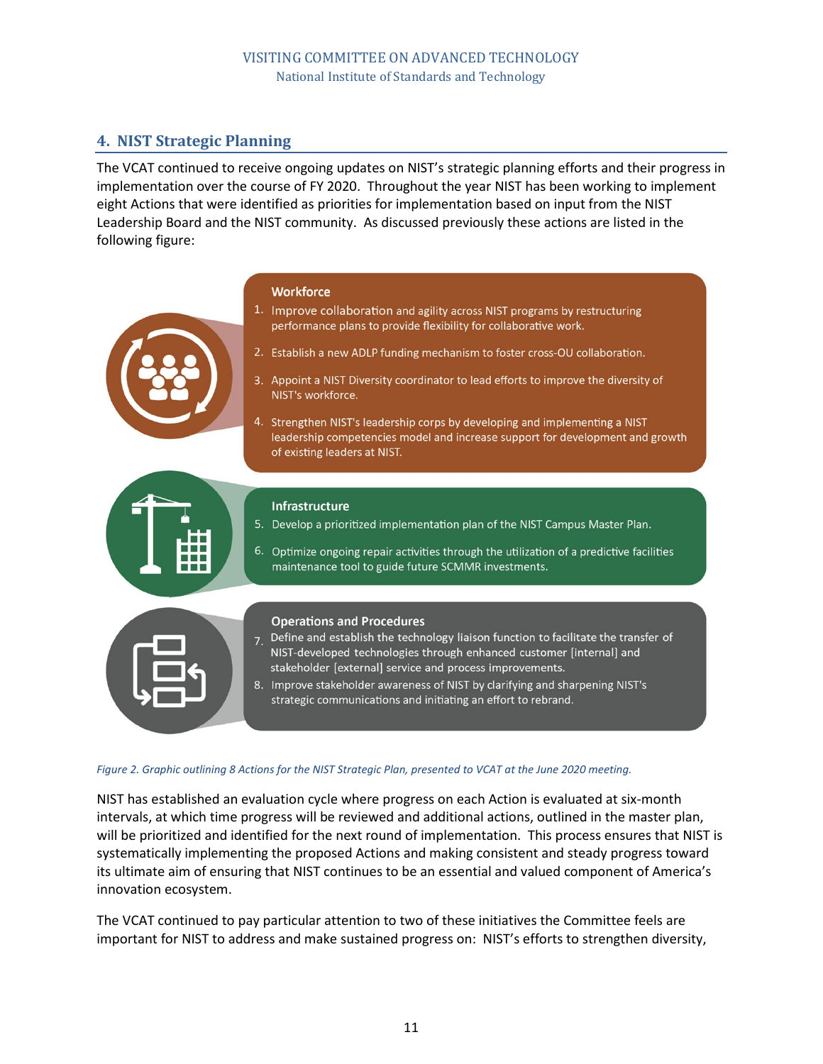## 4. NIST Strategic Planning

The VCAT continued to receive ongoing updates on NIST's strategic planning efforts and their progress in implementation over the course of FY 2020. Throughout the year NIST has been working to implement eight Actions that were identified as priorities for implementation based on input from the NIST Leadership Board and the NIST community. As discussed previously these actions are listed in the following figure:

**Workforce**

1. Improve collaboration and agility across NIST programs by restructuring performance plans to provide flexibility for collaborative work.
2. Establish a new ADLP funding mechanism to foster cross-OU collaboration.
3. Appoint a NIST Diversity coordinator to lead efforts to improve the diversity of NIST's workforce.
4. Strengthen NIST's leadership corps by developing and implementing a NIST leadership competencies model and increase support for development and growth of existing leaders at NIST.

**Infrastructure**

5. Develop a prioritized implementation plan of the NIST Campus Master Plan.
6. Optimize ongoing repair activities through the utilization of a predictive facilities maintenance tool to guide future SCMMR investments.

**Operations and Procedures**

7. Define and establish the technology liaison function to facilitate the transfer of NIST-developed technologies through enhanced customer [internal] and stakeholder [external] service and process improvements.
8. Improve stakeholder awareness of NIST by clarifying and sharpening NIST's strategic communications and initiating an effort to rebrand.

*Figure 2. Graphic outlining 8 Actions for the NIST Strategic Plan, presented to VCAT at the June 2020 meeting.*

NIST has established an evaluation cycle where progress on each Action is evaluated at six-month intervals, at which time progress will be reviewed and additional actions, outlined in the master plan, will be prioritized and identified for the next round of implementation. This process ensures that NIST is systematically implementing the proposed Actions and making consistent and steady progress toward its ultimate aim of ensuring that NIST continues to be an essential and valued component of America's innovation ecosystem.

The VCAT continued to pay particular attention to two of these initiatives the Committee feels are important for NIST to address and make sustained progress on: NIST's efforts to strengthen diversity,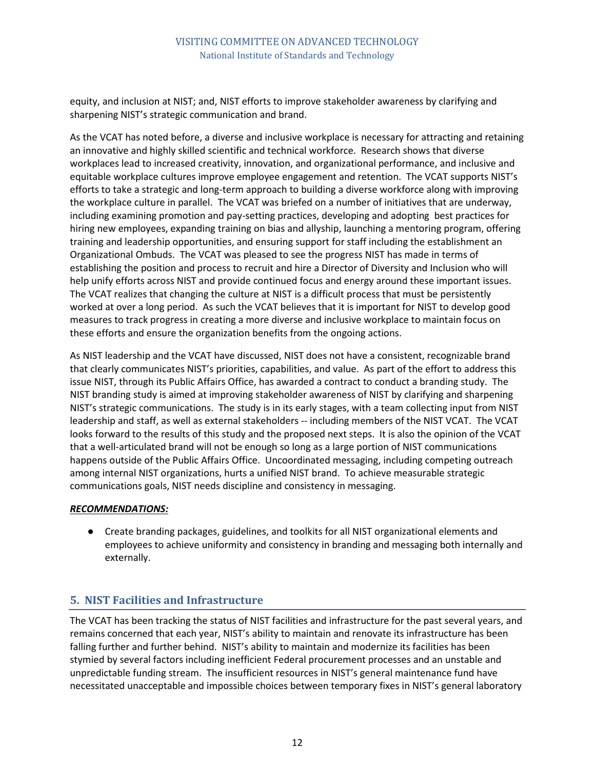equity, and inclusion at NIST; and, NIST efforts to improve stakeholder awareness by clarifying and sharpening NIST's strategic communication and brand.

As the VCAT has noted before, a diverse and inclusive workplace is necessary for attracting and retaining an innovative and highly skilled scientific and technical workforce. Research shows that diverse workplaces lead to increased creativity, innovation, and organizational performance, and inclusive and equitable workplace cultures improve employee engagement and retention. The VCAT supports NIST's efforts to take a strategic and long-term approach to building a diverse workforce along with improving the workplace culture in parallel. The VCAT was briefed on a number of initiatives that are underway, including examining promotion and pay-setting practices, developing and adopting best practices for hiring new employees, expanding training on bias and allyship, launching a mentoring program, offering training and leadership opportunities, and ensuring support for staff including the establishment an Organizational Ombuds. The VCAT was pleased to see the progress NIST has made in terms of establishing the position and process to recruit and hire a Director of Diversity and Inclusion who will help unify efforts across NIST and provide continued focus and energy around these important issues. The VCAT realizes that changing the culture at NIST is a difficult process that must be persistently worked at over a long period. As such the VCAT believes that it is important for NIST to develop good measures to track progress in creating a more diverse and inclusive workplace to maintain focus on these efforts and ensure the organization benefits from the ongoing actions.

As NIST leadership and the VCAT have discussed, NIST does not have a consistent, recognizable brand that clearly communicates NIST's priorities, capabilities, and value. As part of the effort to address this issue NIST, through its Public Affairs Office, has awarded a contract to conduct a branding study. The NIST branding study is aimed at improving stakeholder awareness of NIST by clarifying and sharpening NIST's strategic communications. The study is in its early stages, with a team collecting input from NIST leadership and staff, as well as external stakeholders -- including members of the NIST VCAT. The VCAT looks forward to the results of this study and the proposed next steps. It is also the opinion of the VCAT that a well-articulated brand will not be enough so long as a large portion of NIST communications happens outside of the Public Affairs Office. Uncoordinated messaging, including competing outreach among internal NIST organizations, hurts a unified NIST brand. To achieve measurable strategic communications goals, NIST needs discipline and consistency in messaging.

***RECOMMENDATIONS:***

- Create branding packages, guidelines, and toolkits for all NIST organizational elements and employees to achieve uniformity and consistency in branding and messaging both internally and externally.

## 5. NIST Facilities and Infrastructure

The VCAT has been tracking the status of NIST facilities and infrastructure for the past several years, and remains concerned that each year, NIST's ability to maintain and renovate its infrastructure has been falling further and further behind. NIST's ability to maintain and modernize its facilities has been stymied by several factors including inefficient Federal procurement processes and an unstable and unpredictable funding stream. The insufficient resources in NIST's general maintenance fund have necessitated unacceptable and impossible choices between temporary fixes in NIST's general laboratory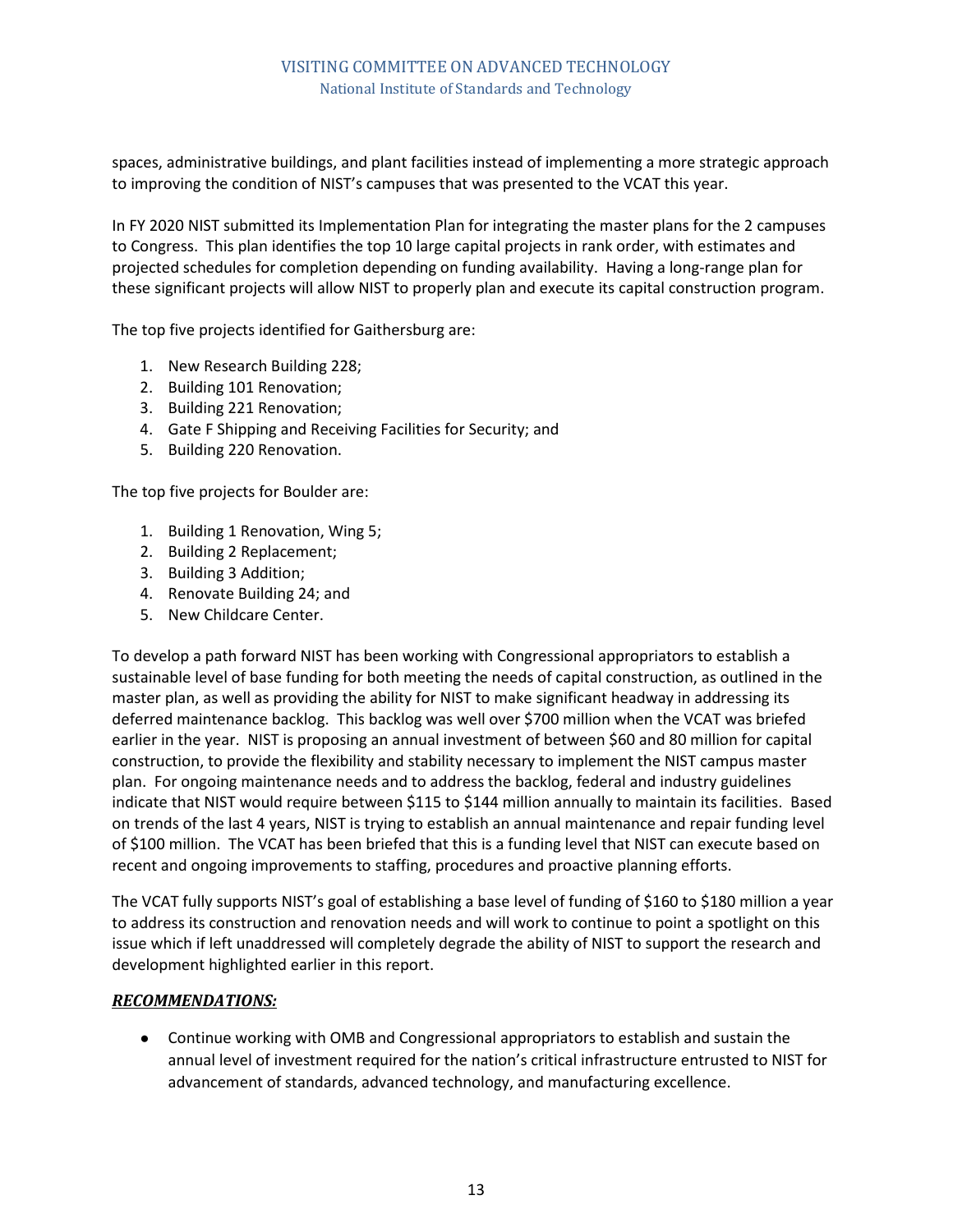spaces, administrative buildings, and plant facilities instead of implementing a more strategic approach to improving the condition of NIST's campuses that was presented to the VCAT this year.

In FY 2020 NIST submitted its Implementation Plan for integrating the master plans for the 2 campuses to Congress. This plan identifies the top 10 large capital projects in rank order, with estimates and projected schedules for completion depending on funding availability. Having a long-range plan for these significant projects will allow NIST to properly plan and execute its capital construction program.

The top five projects identified for Gaithersburg are:

1. New Research Building 228;
2. Building 101 Renovation;
3. Building 221 Renovation;
4. Gate F Shipping and Receiving Facilities for Security; and
5. Building 220 Renovation.

The top five projects for Boulder are:

1. Building 1 Renovation, Wing 5;
2. Building 2 Replacement;
3. Building 3 Addition;
4. Renovate Building 24; and
5. New Childcare Center.

To develop a path forward NIST has been working with Congressional appropriators to establish a sustainable level of base funding for both meeting the needs of capital construction, as outlined in the master plan, as well as providing the ability for NIST to make significant headway in addressing its deferred maintenance backlog. This backlog was well over $700 million when the VCAT was briefed earlier in the year. NIST is proposing an annual investment of between $60 and 80 million for capital construction, to provide the flexibility and stability necessary to implement the NIST campus master plan. For ongoing maintenance needs and to address the backlog, federal and industry guidelines indicate that NIST would require between $115 to $144 million annually to maintain its facilities. Based on trends of the last 4 years, NIST is trying to establish an annual maintenance and repair funding level of $100 million. The VCAT has been briefed that this is a funding level that NIST can execute based on recent and ongoing improvements to staffing, procedures and proactive planning efforts.

The VCAT fully supports NIST's goal of establishing a base level of funding of $160 to $180 million a year to address its construction and renovation needs and will work to continue to point a spotlight on this issue which if left unaddressed will completely degrade the ability of NIST to support the research and development highlighted earlier in this report.

***RECOMMENDATIONS:***

- Continue working with OMB and Congressional appropriators to establish and sustain the annual level of investment required for the nation's critical infrastructure entrusted to NIST for advancement of standards, advanced technology, and manufacturing excellence.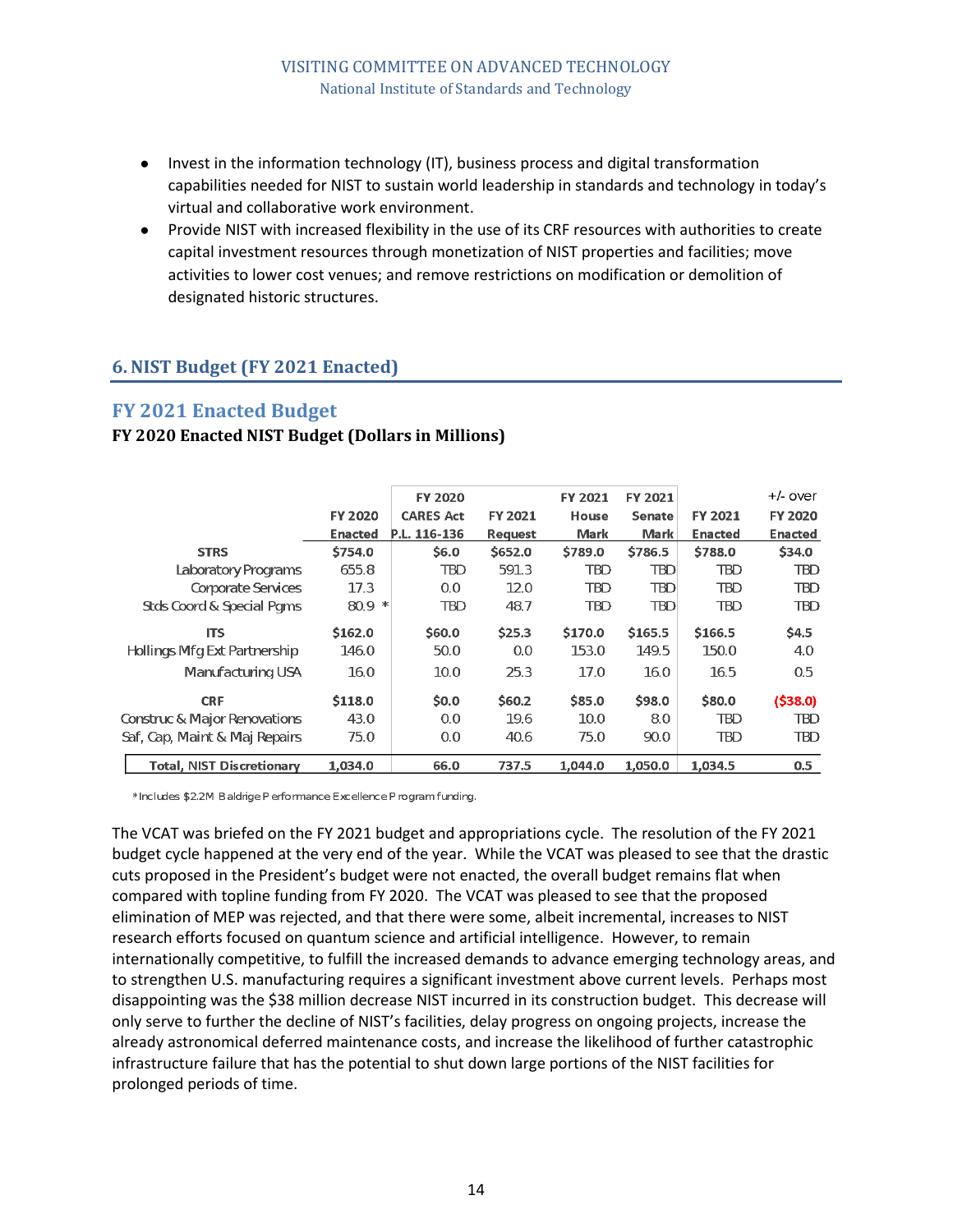- Invest in the information technology (IT), business process and digital transformation capabilities needed for NIST to sustain world leadership in standards and technology in today's virtual and collaborative work environment.
- Provide NIST with increased flexibility in the use of its CRF resources with authorities to create capital investment resources through monetization of NIST properties and facilities; move activities to lower cost venues; and remove restrictions on modification or demolition of designated historic structures.

## 6. NIST Budget (FY 2021 Enacted)

### FY 2021 Enacted Budget

**FY 2020 Enacted NIST Budget (Dollars in Millions)**

| | FY 2020 Enacted | FY 2020 CARES Act P.L. 116-136 | FY 2021 Request | FY 2021 House Mark | FY 2021 Senate Mark | FY 2021 Enacted | +/- over FY 2020 Enacted |
|---|---|---|---|---|---|---|---|
| **STRS** | **$754.0** | **$6.0** | **$652.0** | **$789.0** | **$786.5** | **$788.0** | **$34.0** |
| Laboratory Programs | 655.8 | TBD | 591.3 | TBD | TBD | TBD | TBD |
| Corporate Services | 17.3 | 0.0 | 12.0 | TBD | TBD | TBD | TBD |
| Stds Coord & Special Pgms | 80.9 * | TBD | 48.7 | TBD | TBD | TBD | TBD |
| **ITS** | **$162.0** | **$60.0** | **$25.3** | **$170.0** | **$165.5** | **$166.5** | **$4.5** |
| Hollings Mfg Ext Partnership | 146.0 | 50.0 | 0.0 | 153.0 | 149.5 | 150.0 | 4.0 |
| Manufacturing USA | 16.0 | 10.0 | 25.3 | 17.0 | 16.0 | 16.5 | 0.5 |
| **CRF** | **$118.0** | **$0.0** | **$60.2** | **$85.0** | **$98.0** | **$80.0** | **($38.0)** |
| Construc & Major Renovations | 43.0 | 0.0 | 19.6 | 10.0 | 8.0 | TBD | TBD |
| Saf, Cap, Maint & Maj Repairs | 75.0 | 0.0 | 40.6 | 75.0 | 90.0 | TBD | TBD |
| **Total, NIST Discretionary** | **1,034.0** | **66.0** | **737.5** | **1,044.0** | **1,050.0** | **1,034.5** | **0.5** |

*Includes $2.2M Baldrige Performance Excellence Program funding.

The VCAT was briefed on the FY 2021 budget and appropriations cycle. The resolution of the FY 2021 budget cycle happened at the very end of the year. While the VCAT was pleased to see that the drastic cuts proposed in the President's budget were not enacted, the overall budget remains flat when compared with topline funding from FY 2020. The VCAT was pleased to see that the proposed elimination of MEP was rejected, and that there were some, albeit incremental, increases to NIST research efforts focused on quantum science and artificial intelligence. However, to remain internationally competitive, to fulfill the increased demands to advance emerging technology areas, and to strengthen U.S. manufacturing requires a significant investment above current levels. Perhaps most disappointing was the $38 million decrease NIST incurred in its construction budget. This decrease will only serve to further the decline of NIST's facilities, delay progress on ongoing projects, increase the already astronomical deferred maintenance costs, and increase the likelihood of further catastrophic infrastructure failure that has the potential to shut down large portions of the NIST facilities for prolonged periods of time.